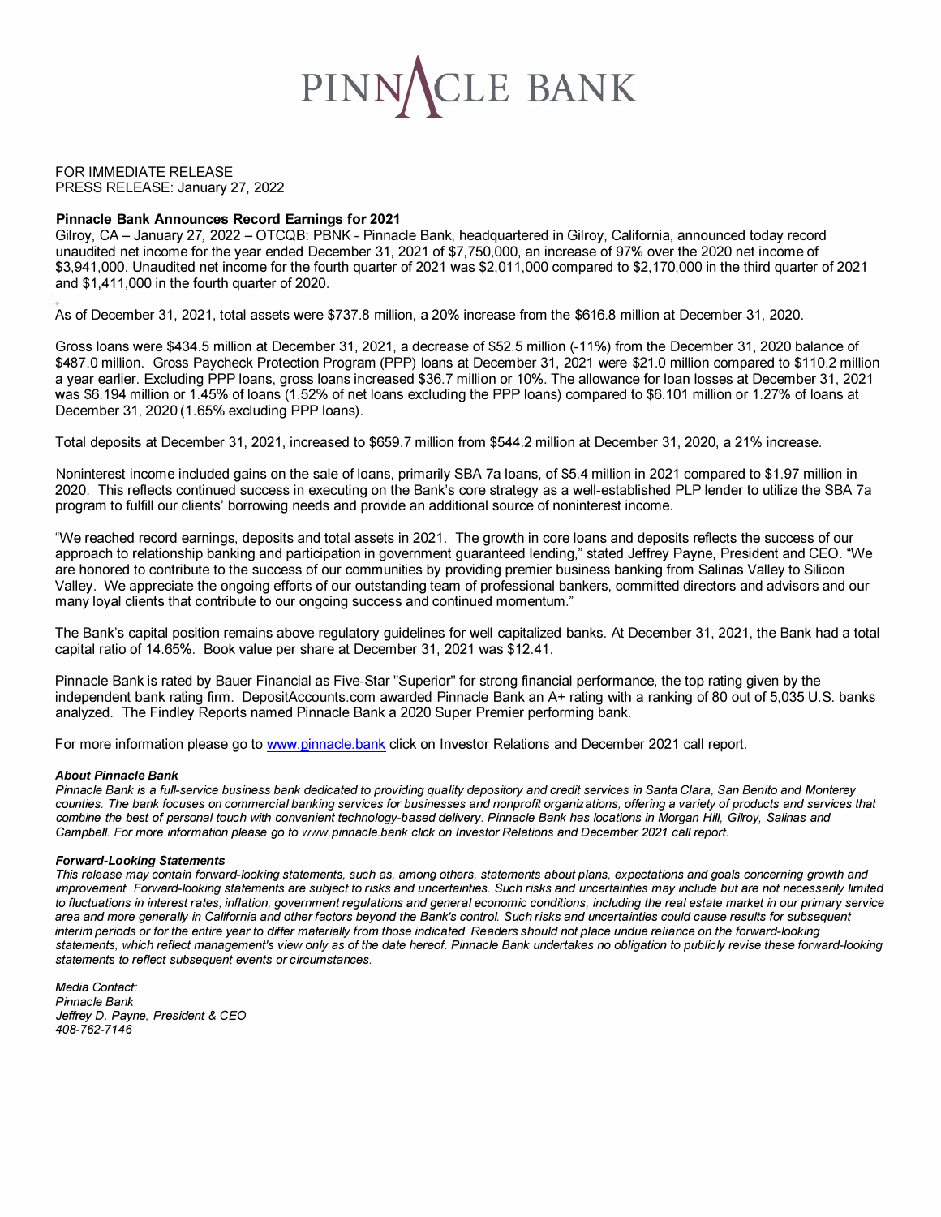# PINNACLE BANK

FOR IMMEDIATE RELEASE
PRESS RELEASE: January 27, 2022

**Pinnacle Bank Announces Record Earnings for 2021**
Gilroy, CA – January 27, 2022 – OTCQB: PBNK - Pinnacle Bank, headquartered in Gilroy, California, announced today record unaudited net income for the year ended December 31, 2021 of $7,750,000, an increase of 97% over the 2020 net income of $3,941,000. Unaudited net income for the fourth quarter of 2021 was $2,011,000 compared to $2,170,000 in the third quarter of 2021 and $1,411,000 in the fourth quarter of 2020.

As of December 31, 2021, total assets were $737.8 million, a 20% increase from the $616.8 million at December 31, 2020.

Gross loans were $434.5 million at December 31, 2021, a decrease of $52.5 million (-11%) from the December 31, 2020 balance of $487.0 million. Gross Paycheck Protection Program (PPP) loans at December 31, 2021 were $21.0 million compared to $110.2 million a year earlier. Excluding PPP loans, gross loans increased $36.7 million or 10%. The allowance for loan losses at December 31, 2021 was $6.194 million or 1.45% of loans (1.52% of net loans excluding the PPP loans) compared to $6.101 million or 1.27% of loans at December 31, 2020 (1.65% excluding PPP loans).

Total deposits at December 31, 2021, increased to $659.7 million from $544.2 million at December 31, 2020, a 21% increase.

Noninterest income included gains on the sale of loans, primarily SBA 7a loans, of $5.4 million in 2021 compared to $1.97 million in 2020. This reflects continued success in executing on the Bank's core strategy as a well-established PLP lender to utilize the SBA 7a program to fulfill our clients' borrowing needs and provide an additional source of noninterest income.

"We reached record earnings, deposits and total assets in 2021. The growth in core loans and deposits reflects the success of our approach to relationship banking and participation in government guaranteed lending," stated Jeffrey Payne, President and CEO. "We are honored to contribute to the success of our communities by providing premier business banking from Salinas Valley to Silicon Valley. We appreciate the ongoing efforts of our outstanding team of professional bankers, committed directors and advisors and our many loyal clients that contribute to our ongoing success and continued momentum."

The Bank's capital position remains above regulatory guidelines for well capitalized banks. At December 31, 2021, the Bank had a total capital ratio of 14.65%. Book value per share at December 31, 2021 was $12.41.

Pinnacle Bank is rated by Bauer Financial as Five-Star "Superior" for strong financial performance, the top rating given by the independent bank rating firm. DepositAccounts.com awarded Pinnacle Bank an A+ rating with a ranking of 80 out of 5,035 U.S. banks analyzed. The Findley Reports named Pinnacle Bank a 2020 Super Premier performing bank.

For more information please go to [www.pinnacle.bank](http://www.pinnacle.bank) click on Investor Relations and December 2021 call report.

***About Pinnacle Bank***
*Pinnacle Bank is a full-service business bank dedicated to providing quality depository and credit services in Santa Clara, San Benito and Monterey counties. The bank focuses on commercial banking services for businesses and nonprofit organizations, offering a variety of products and services that combine the best of personal touch with convenient technology-based delivery. Pinnacle Bank has locations in Morgan Hill, Gilroy, Salinas and Campbell. For more information please go to www.pinnacle.bank click on Investor Relations and December 2021 call report.*

***Forward-Looking Statements***
*This release may contain forward-looking statements, such as, among others, statements about plans, expectations and goals concerning growth and improvement. Forward-looking statements are subject to risks and uncertainties. Such risks and uncertainties may include but are not necessarily limited to fluctuations in interest rates, inflation, government regulations and general economic conditions, including the real estate market in our primary service area and more generally in California and other factors beyond the Bank's control. Such risks and uncertainties could cause results for subsequent interim periods or for the entire year to differ materially from those indicated. Readers should not place undue reliance on the forward-looking statements, which reflect management's view only as of the date hereof. Pinnacle Bank undertakes no obligation to publicly revise these forward-looking statements to reflect subsequent events or circumstances.*

*Media Contact:*
*Pinnacle Bank*
*Jeffrey D. Payne, President & CEO*
*408-762-7146*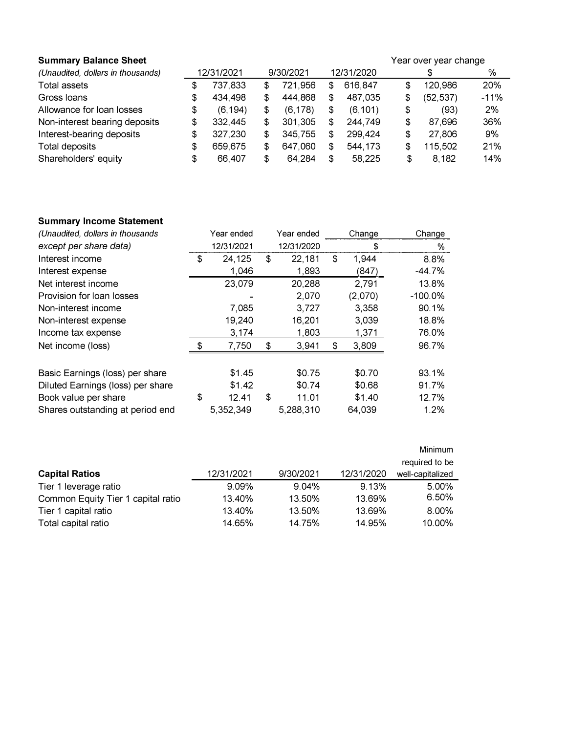**Summary Balance Sheet**

| *(Unaudited, dollars in thousands)* | 12/31/2021 | 9/30/2021 | 12/31/2020 | Year over year change $ | Year over year change % |
|---|---|---|---|---|---|
| Total assets | $ 737,833 | $ 721,956 | $ 616,847 | $ 120,986 | 20% |
| Gross loans | $ 434,498 | $ 444,868 | $ 487,035 | $ (52,537) | -11% |
| Allowance for loan losses | $ (6,194) | $ (6,178) | $ (6,101) | $ (93) | 2% |
| Non-interest bearing deposits | $ 332,445 | $ 301,305 | $ 244,749 | $ 87,696 | 36% |
| Interest-bearing deposits | $ 327,230 | $ 345,755 | $ 299,424 | $ 27,806 | 9% |
| Total deposits | $ 659,675 | $ 647,060 | $ 544,173 | $ 115,502 | 21% |
| Shareholders' equity | $ 66,407 | $ 64,284 | $ 58,225 | $ 8,182 | 14% |

**Summary Income Statement**

| *(Unaudited, dollars in thousands except per share data)* | Year ended 12/31/2021 | Year ended 12/31/2020 | Change $ | Change % |
|---|---|---|---|---|
| Interest income | $ 24,125 | $ 22,181 | $ 1,944 | 8.8% |
| Interest expense | 1,046 | 1,893 | (847) | -44.7% |
| Net interest income | 23,079 | 20,288 | 2,791 | 13.8% |
| Provision for loan losses | - | 2,070 | (2,070) | -100.0% |
| Non-interest income | 7,085 | 3,727 | 3,358 | 90.1% |
| Non-interest expense | 19,240 | 16,201 | 3,039 | 18.8% |
| Income tax expense | 3,174 | 1,803 | 1,371 | 76.0% |
| Net income (loss) | $ 7,750 | $ 3,941 | $ 3,809 | 96.7% |
| | | | | |
| Basic Earnings (loss) per share | $1.45 | $0.75 | $0.70 | 93.1% |
| Diluted Earnings (loss) per share | $1.42 | $0.74 | $0.68 | 91.7% |
| Book value per share | $ 12.41 | $ 11.01 | $1.40 | 12.7% |
| Shares outstanding at period end | 5,352,349 | 5,288,310 | 64,039 | 1.2% |

| **Capital Ratios** | 12/31/2021 | 9/30/2021 | 12/31/2020 | Minimum required to be well-capitalized |
|---|---|---|---|---|
| Tier 1 leverage ratio | 9.09% | 9.04% | 9.13% | 5.00% |
| Common Equity Tier 1 capital ratio | 13.40% | 13.50% | 13.69% | 6.50% |
| Tier 1 capital ratio | 13.40% | 13.50% | 13.69% | 8.00% |
| Total capital ratio | 14.65% | 14.75% | 14.95% | 10.00% |